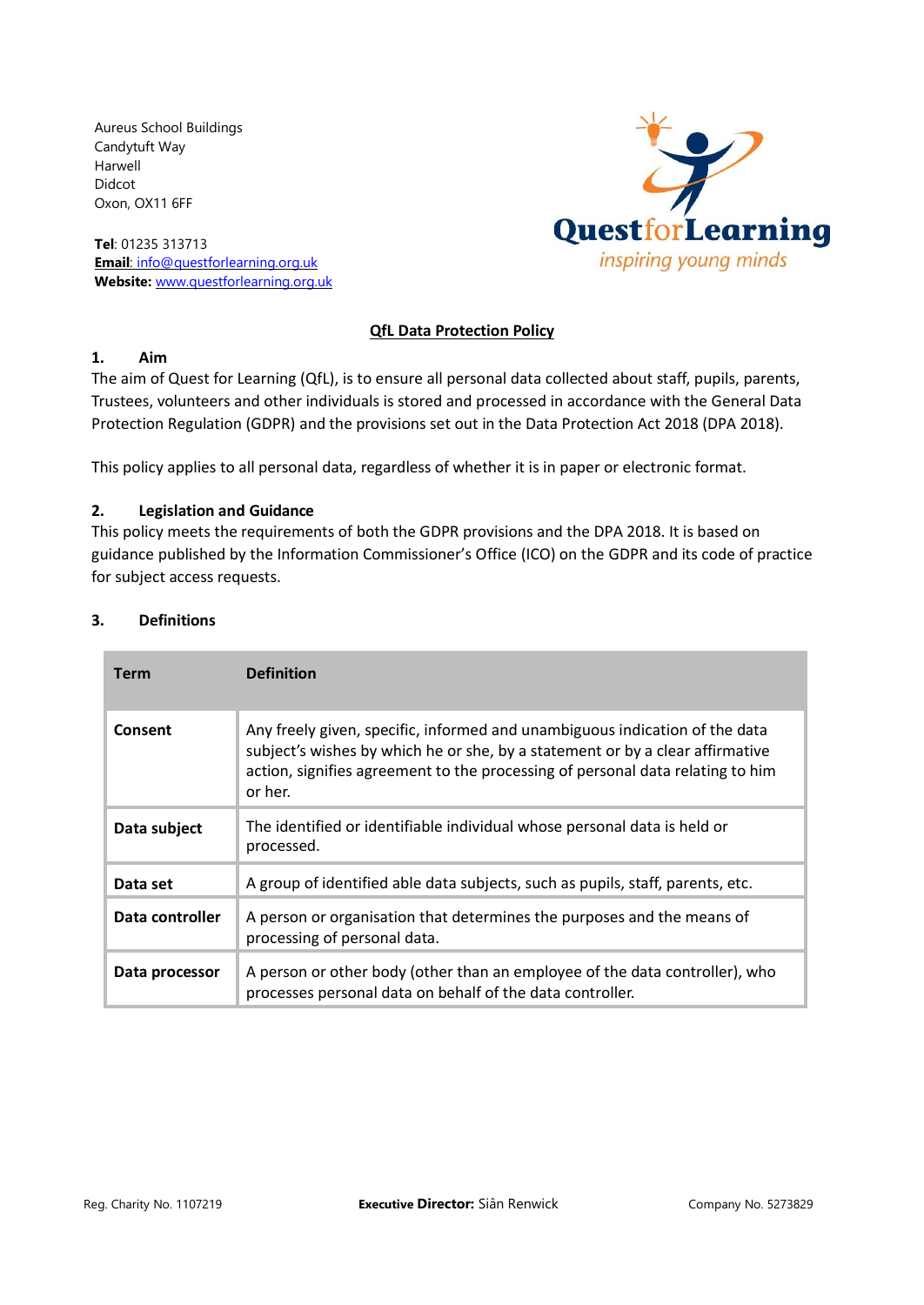Aureus School Buildings
Candytuft Way
Harwell
Didcot
Oxon, OX11 6FF

**Tel**: 01235 313713
**Email**: info@questforlearning.org.uk
**Website:** www.questforlearning.org.uk

QuestforLearning
*inspiring young minds*

# QfL Data Protection Policy

## 1. Aim

The aim of Quest for Learning (QfL), is to ensure all personal data collected about staff, pupils, parents, Trustees, volunteers and other individuals is stored and processed in accordance with the General Data Protection Regulation (GDPR) and the provisions set out in the Data Protection Act 2018 (DPA 2018).

This policy applies to all personal data, regardless of whether it is in paper or electronic format.

## 2. Legislation and Guidance

This policy meets the requirements of both the GDPR provisions and the DPA 2018. It is based on guidance published by the Information Commissioner's Office (ICO) on the GDPR and its code of practice for subject access requests.

## 3. Definitions

| Term | Definition |
| --- | --- |
| **Consent** | Any freely given, specific, informed and unambiguous indication of the data subject's wishes by which he or she, by a statement or by a clear affirmative action, signifies agreement to the processing of personal data relating to him or her. |
| **Data subject** | The identified or identifiable individual whose personal data is held or processed. |
| **Data set** | A group of identified able data subjects, such as pupils, staff, parents, etc. |
| **Data controller** | A person or organisation that determines the purposes and the means of processing of personal data. |
| **Data processor** | A person or other body (other than an employee of the data controller), who processes personal data on behalf of the data controller. |

Reg. Charity No. 1107219 **Executive Director:** Siân Renwick Company No. 5273829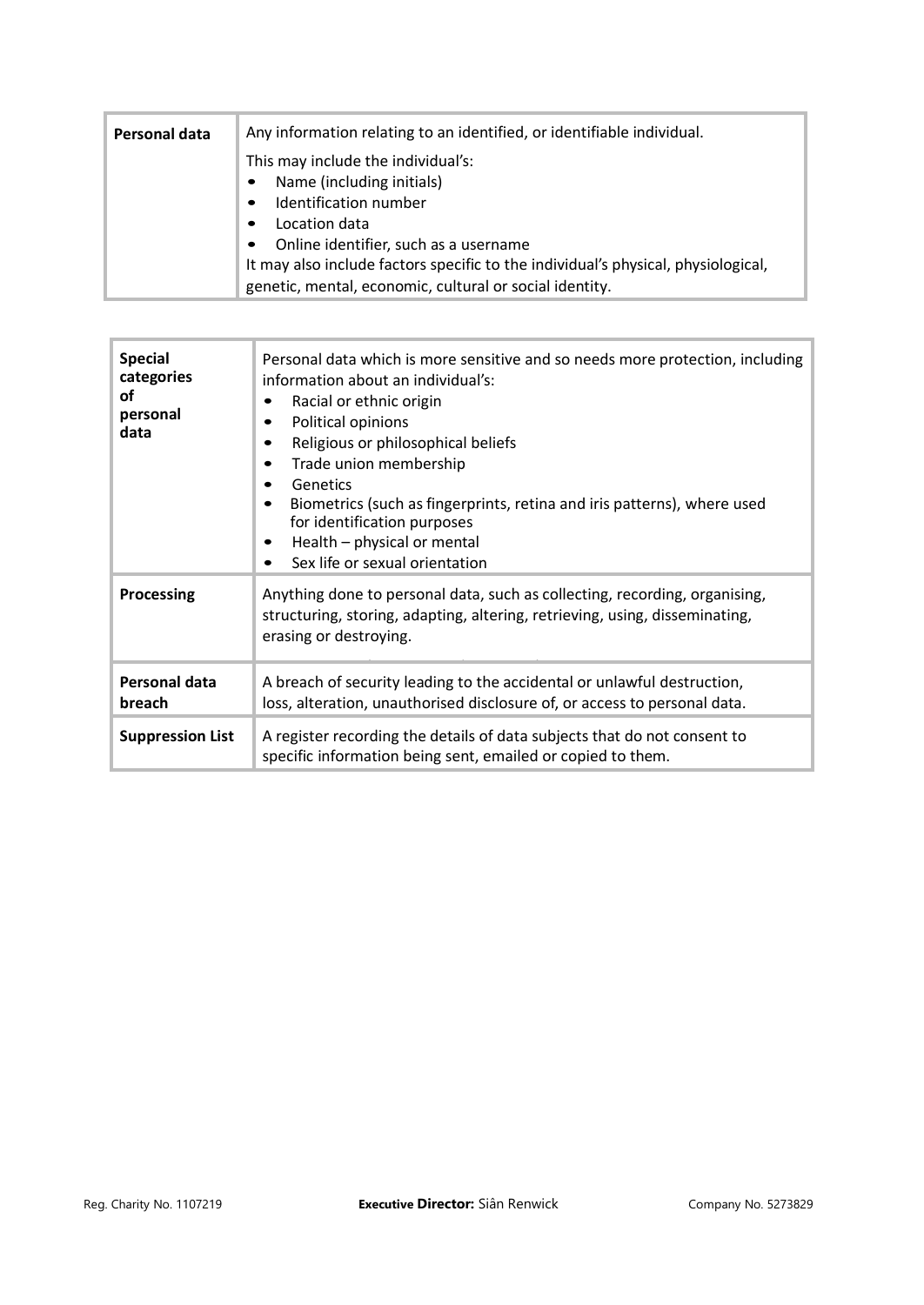| | |
|---|---|
| **Personal data** | Any information relating to an identified, or identifiable individual.<br><br>This may include the individual's:<br>• Name (including initials)<br>• Identification number<br>• Location data<br>• Online identifier, such as a username<br>It may also include factors specific to the individual's physical, physiological, genetic, mental, economic, cultural or social identity. |

| | |
|---|---|
| **Special categories of personal data** | Personal data which is more sensitive and so needs more protection, including information about an individual's:<br>• Racial or ethnic origin<br>• Political opinions<br>• Religious or philosophical beliefs<br>• Trade union membership<br>• Genetics<br>• Biometrics (such as fingerprints, retina and iris patterns), where used for identification purposes<br>• Health – physical or mental<br>• Sex life or sexual orientation |
| **Processing** | Anything done to personal data, such as collecting, recording, organising, structuring, storing, adapting, altering, retrieving, using, disseminating, erasing or destroying. |
| **Personal data breach** | A breach of security leading to the accidental or unlawful destruction, loss, alteration, unauthorised disclosure of, or access to personal data. |
| **Suppression List** | A register recording the details of data subjects that do not consent to specific information being sent, emailed or copied to them. |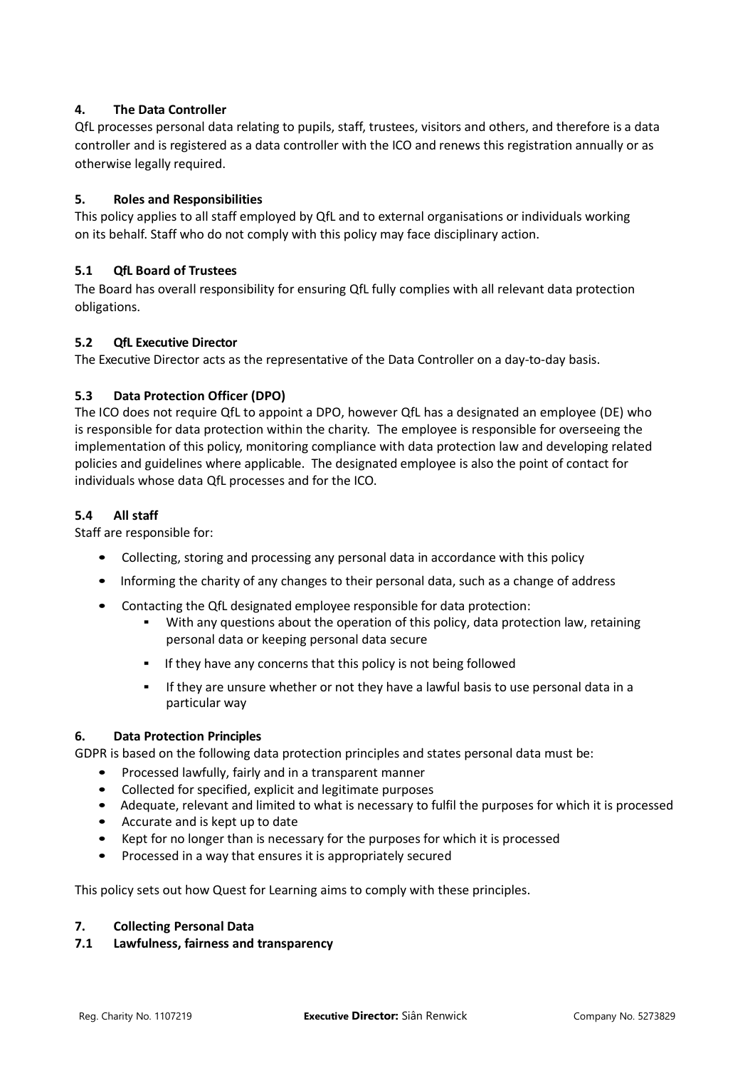## 4. The Data Controller

QfL processes personal data relating to pupils, staff, trustees, visitors and others, and therefore is a data controller and is registered as a data controller with the ICO and renews this registration annually or as otherwise legally required.

## 5. Roles and Responsibilities

This policy applies to all staff employed by QfL and to external organisations or individuals working on its behalf. Staff who do not comply with this policy may face disciplinary action.

### 5.1 QfL Board of Trustees

The Board has overall responsibility for ensuring QfL fully complies with all relevant data protection obligations.

### 5.2 QfL Executive Director

The Executive Director acts as the representative of the Data Controller on a day-to-day basis.

### 5.3 Data Protection Officer (DPO)

The ICO does not require QfL to appoint a DPO, however QfL has a designated an employee (DE) who is responsible for data protection within the charity. The employee is responsible for overseeing the implementation of this policy, monitoring compliance with data protection law and developing related policies and guidelines where applicable. The designated employee is also the point of contact for individuals whose data QfL processes and for the ICO.

### 5.4 All staff

Staff are responsible for:

- Collecting, storing and processing any personal data in accordance with this policy
- Informing the charity of any changes to their personal data, such as a change of address
- Contacting the QfL designated employee responsible for data protection:
  - With any questions about the operation of this policy, data protection law, retaining personal data or keeping personal data secure
  - If they have any concerns that this policy is not being followed
  - If they are unsure whether or not they have a lawful basis to use personal data in a particular way

## 6. Data Protection Principles

GDPR is based on the following data protection principles and states personal data must be:

- Processed lawfully, fairly and in a transparent manner
- Collected for specified, explicit and legitimate purposes
- Adequate, relevant and limited to what is necessary to fulfil the purposes for which it is processed
- Accurate and is kept up to date
- Kept for no longer than is necessary for the purposes for which it is processed
- Processed in a way that ensures it is appropriately secured

This policy sets out how Quest for Learning aims to comply with these principles.

## 7. Collecting Personal Data

### 7.1 Lawfulness, fairness and transparency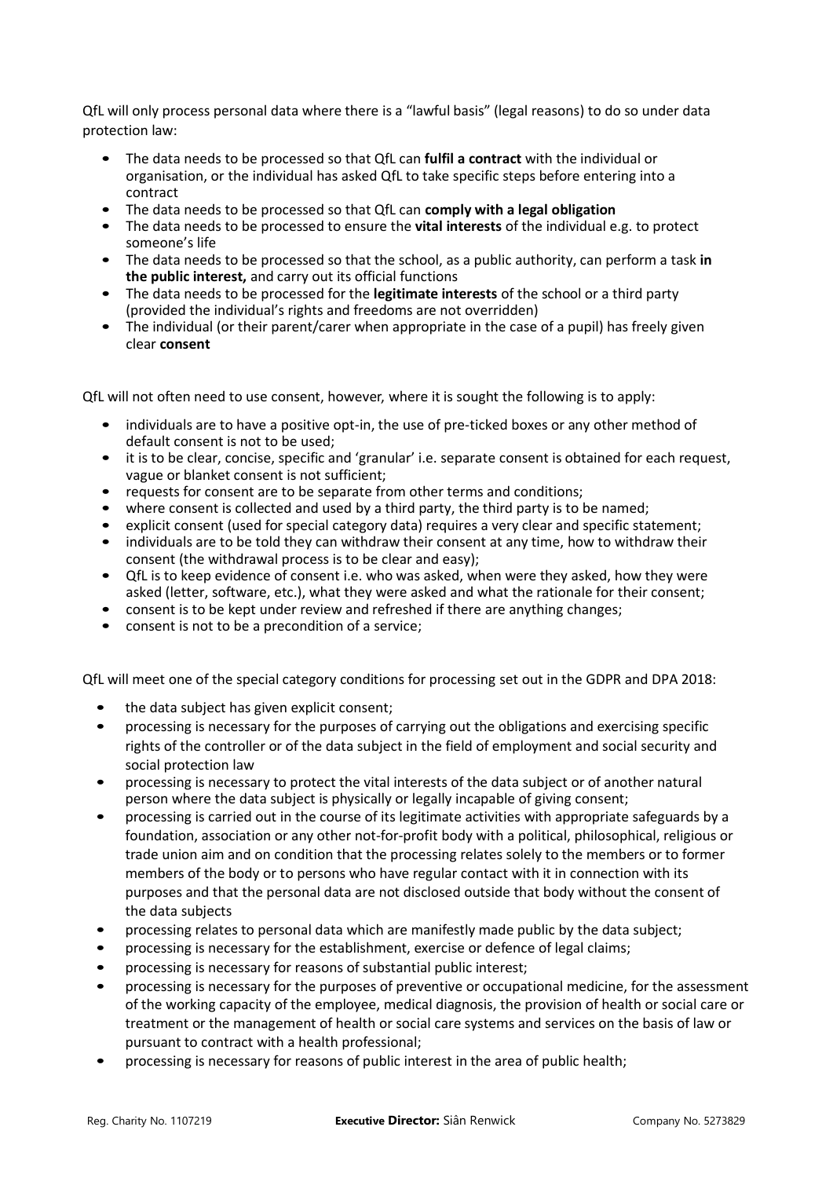QfL will only process personal data where there is a "lawful basis" (legal reasons) to do so under data protection law:

- The data needs to be processed so that QfL can **fulfil a contract** with the individual or organisation, or the individual has asked QfL to take specific steps before entering into a contract
- The data needs to be processed so that QfL can **comply with a legal obligation**
- The data needs to be processed to ensure the **vital interests** of the individual e.g. to protect someone's life
- The data needs to be processed so that the school, as a public authority, can perform a task **in the public interest,** and carry out its official functions
- The data needs to be processed for the **legitimate interests** of the school or a third party (provided the individual's rights and freedoms are not overridden)
- The individual (or their parent/carer when appropriate in the case of a pupil) has freely given clear **consent**

QfL will not often need to use consent, however, where it is sought the following is to apply:

- individuals are to have a positive opt-in, the use of pre-ticked boxes or any other method of default consent is not to be used;
- it is to be clear, concise, specific and 'granular' i.e. separate consent is obtained for each request, vague or blanket consent is not sufficient;
- requests for consent are to be separate from other terms and conditions;
- where consent is collected and used by a third party, the third party is to be named;
- explicit consent (used for special category data) requires a very clear and specific statement;
- individuals are to be told they can withdraw their consent at any time, how to withdraw their consent (the withdrawal process is to be clear and easy);
- QfL is to keep evidence of consent i.e. who was asked, when were they asked, how they were asked (letter, software, etc.), what they were asked and what the rationale for their consent;
- consent is to be kept under review and refreshed if there are anything changes;
- consent is not to be a precondition of a service;

QfL will meet one of the special category conditions for processing set out in the GDPR and DPA 2018:

- the data subject has given explicit consent;
- processing is necessary for the purposes of carrying out the obligations and exercising specific rights of the controller or of the data subject in the field of employment and social security and social protection law
- processing is necessary to protect the vital interests of the data subject or of another natural person where the data subject is physically or legally incapable of giving consent;
- processing is carried out in the course of its legitimate activities with appropriate safeguards by a foundation, association or any other not-for-profit body with a political, philosophical, religious or trade union aim and on condition that the processing relates solely to the members or to former members of the body or to persons who have regular contact with it in connection with its purposes and that the personal data are not disclosed outside that body without the consent of the data subjects
- processing relates to personal data which are manifestly made public by the data subject;
- processing is necessary for the establishment, exercise or defence of legal claims;
- processing is necessary for reasons of substantial public interest;
- processing is necessary for the purposes of preventive or occupational medicine, for the assessment of the working capacity of the employee, medical diagnosis, the provision of health or social care or treatment or the management of health or social care systems and services on the basis of law or pursuant to contract with a health professional;
- processing is necessary for reasons of public interest in the area of public health;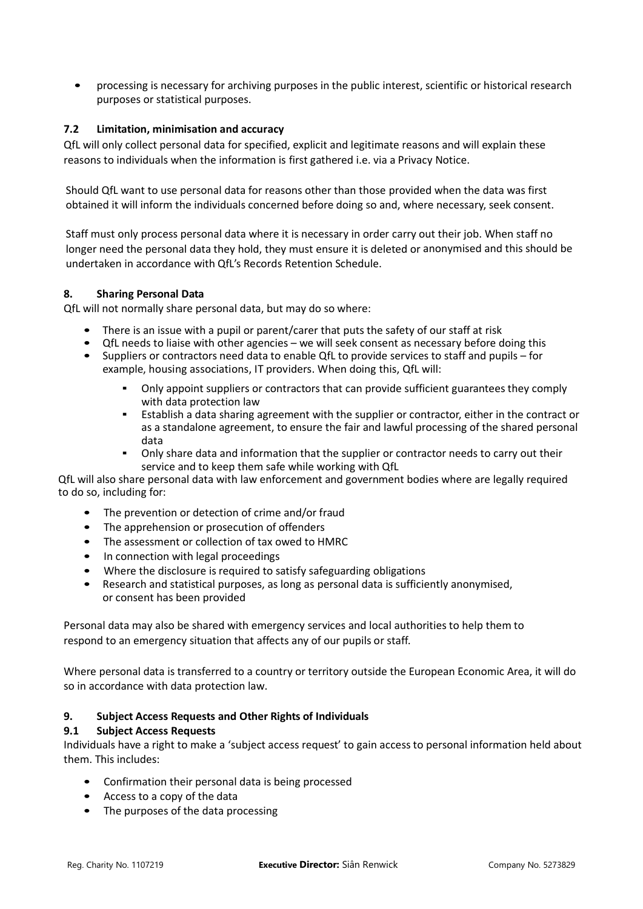- processing is necessary for archiving purposes in the public interest, scientific or historical research purposes or statistical purposes.

### 7.2 Limitation, minimisation and accuracy

QfL will only collect personal data for specified, explicit and legitimate reasons and will explain these reasons to individuals when the information is first gathered i.e. via a Privacy Notice.

Should QfL want to use personal data for reasons other than those provided when the data was first obtained it will inform the individuals concerned before doing so and, where necessary, seek consent.

Staff must only process personal data where it is necessary in order carry out their job. When staff no longer need the personal data they hold, they must ensure it is deleted or anonymised and this should be undertaken in accordance with QfL's Records Retention Schedule.

## 8. Sharing Personal Data

QfL will not normally share personal data, but may do so where:

- There is an issue with a pupil or parent/carer that puts the safety of our staff at risk
- QfL needs to liaise with other agencies – we will seek consent as necessary before doing this
- Suppliers or contractors need data to enable QfL to provide services to staff and pupils – for example, housing associations, IT providers. When doing this, QfL will:
  - Only appoint suppliers or contractors that can provide sufficient guarantees they comply with data protection law
  - Establish a data sharing agreement with the supplier or contractor, either in the contract or as a standalone agreement, to ensure the fair and lawful processing of the shared personal data
  - Only share data and information that the supplier or contractor needs to carry out their service and to keep them safe while working with QfL

QfL will also share personal data with law enforcement and government bodies where are legally required to do so, including for:

- The prevention or detection of crime and/or fraud
- The apprehension or prosecution of offenders
- The assessment or collection of tax owed to HMRC
- In connection with legal proceedings
- Where the disclosure is required to satisfy safeguarding obligations
- Research and statistical purposes, as long as personal data is sufficiently anonymised, or consent has been provided

Personal data may also be shared with emergency services and local authorities to help them to respond to an emergency situation that affects any of our pupils or staff.

Where personal data is transferred to a country or territory outside the European Economic Area, it will do so in accordance with data protection law.

## 9. Subject Access Requests and Other Rights of Individuals

### 9.1 Subject Access Requests

Individuals have a right to make a 'subject access request' to gain access to personal information held about them. This includes:

- Confirmation their personal data is being processed
- Access to a copy of the data
- The purposes of the data processing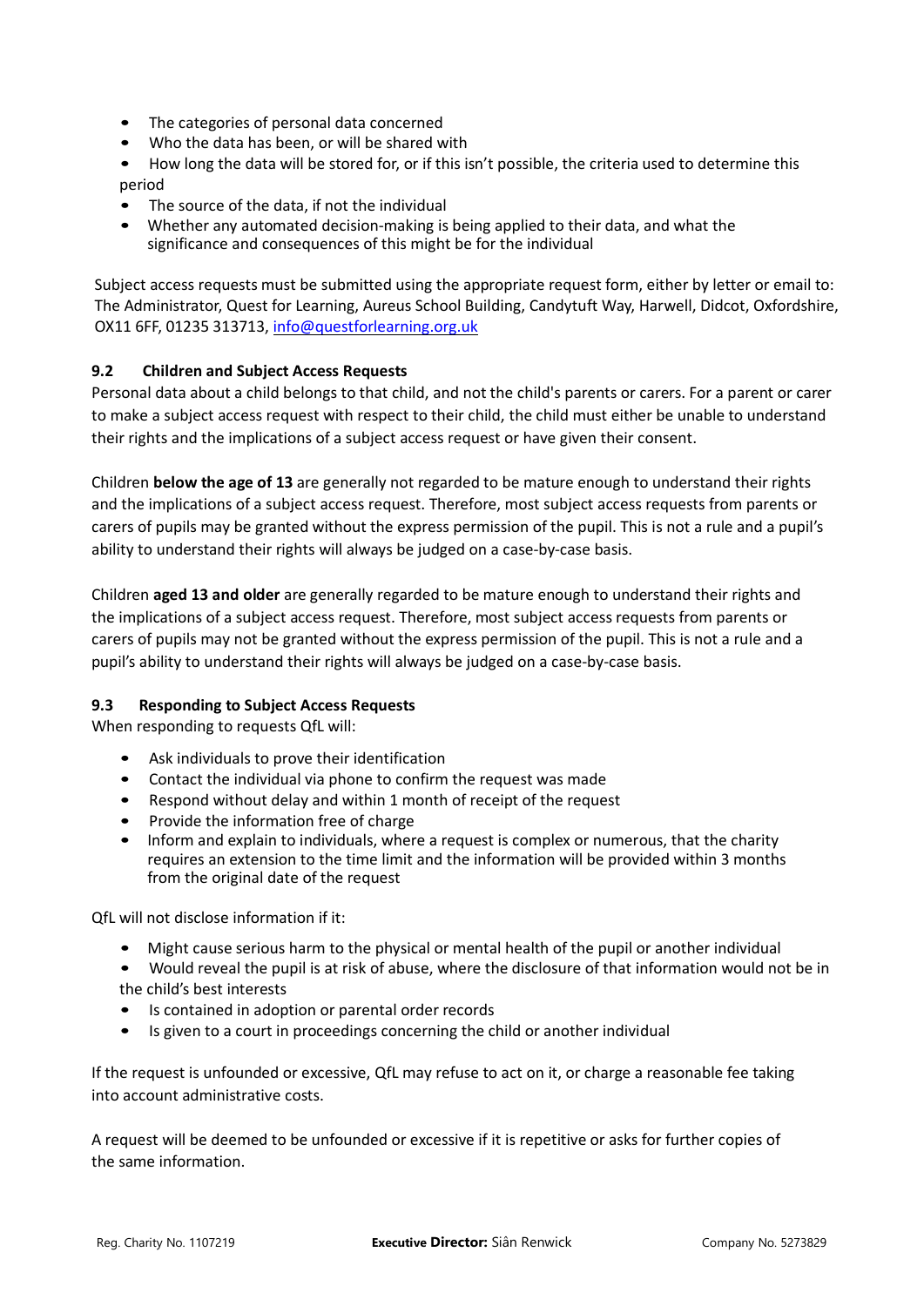- The categories of personal data concerned
- Who the data has been, or will be shared with
- How long the data will be stored for, or if this isn't possible, the criteria used to determine this period
- The source of the data, if not the individual
- Whether any automated decision-making is being applied to their data, and what the significance and consequences of this might be for the individual

Subject access requests must be submitted using the appropriate request form, either by letter or email to: The Administrator, Quest for Learning, Aureus School Building, Candytuft Way, Harwell, Didcot, Oxfordshire, OX11 6FF, 01235 313713, info@questforlearning.org.uk

### 9.2 Children and Subject Access Requests

Personal data about a child belongs to that child, and not the child's parents or carers. For a parent or carer to make a subject access request with respect to their child, the child must either be unable to understand their rights and the implications of a subject access request or have given their consent.

Children **below the age of 13** are generally not regarded to be mature enough to understand their rights and the implications of a subject access request. Therefore, most subject access requests from parents or carers of pupils may be granted without the express permission of the pupil. This is not a rule and a pupil's ability to understand their rights will always be judged on a case-by-case basis.

Children **aged 13 and older** are generally regarded to be mature enough to understand their rights and the implications of a subject access request. Therefore, most subject access requests from parents or carers of pupils may not be granted without the express permission of the pupil. This is not a rule and a pupil's ability to understand their rights will always be judged on a case-by-case basis.

### 9.3 Responding to Subject Access Requests

When responding to requests QfL will:

- Ask individuals to prove their identification
- Contact the individual via phone to confirm the request was made
- Respond without delay and within 1 month of receipt of the request
- Provide the information free of charge
- Inform and explain to individuals, where a request is complex or numerous, that the charity requires an extension to the time limit and the information will be provided within 3 months from the original date of the request

QfL will not disclose information if it:

- Might cause serious harm to the physical or mental health of the pupil or another individual
- Would reveal the pupil is at risk of abuse, where the disclosure of that information would not be in the child's best interests
- Is contained in adoption or parental order records
- Is given to a court in proceedings concerning the child or another individual

If the request is unfounded or excessive, QfL may refuse to act on it, or charge a reasonable fee taking into account administrative costs.

A request will be deemed to be unfounded or excessive if it is repetitive or asks for further copies of the same information.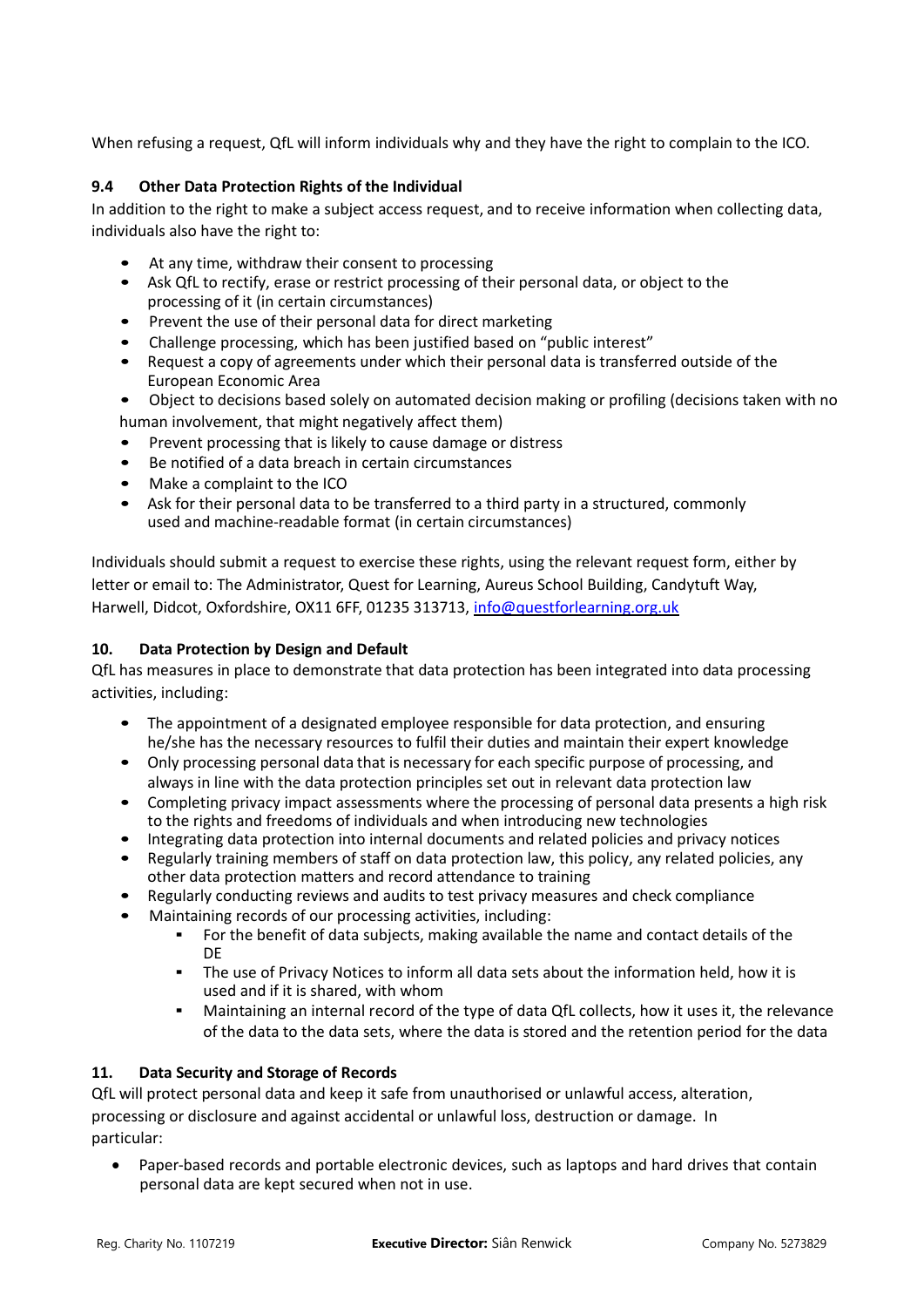When refusing a request, QfL will inform individuals why and they have the right to complain to the ICO.

### 9.4 Other Data Protection Rights of the Individual

In addition to the right to make a subject access request, and to receive information when collecting data, individuals also have the right to:

- At any time, withdraw their consent to processing
- Ask QfL to rectify, erase or restrict processing of their personal data, or object to the processing of it (in certain circumstances)
- Prevent the use of their personal data for direct marketing
- Challenge processing, which has been justified based on "public interest"
- Request a copy of agreements under which their personal data is transferred outside of the European Economic Area
- Object to decisions based solely on automated decision making or profiling (decisions taken with no human involvement, that might negatively affect them)
- Prevent processing that is likely to cause damage or distress
- Be notified of a data breach in certain circumstances
- Make a complaint to the ICO
- Ask for their personal data to be transferred to a third party in a structured, commonly used and machine-readable format (in certain circumstances)

Individuals should submit a request to exercise these rights, using the relevant request form, either by letter or email to: The Administrator, Quest for Learning, Aureus School Building, Candytuft Way, Harwell, Didcot, Oxfordshire, OX11 6FF, 01235 313713, info@questforlearning.org.uk

## 10. Data Protection by Design and Default

QfL has measures in place to demonstrate that data protection has been integrated into data processing activities, including:

- The appointment of a designated employee responsible for data protection, and ensuring he/she has the necessary resources to fulfil their duties and maintain their expert knowledge
- Only processing personal data that is necessary for each specific purpose of processing, and always in line with the data protection principles set out in relevant data protection law
- Completing privacy impact assessments where the processing of personal data presents a high risk to the rights and freedoms of individuals and when introducing new technologies
- Integrating data protection into internal documents and related policies and privacy notices
- Regularly training members of staff on data protection law, this policy, any related policies, any other data protection matters and record attendance to training
- Regularly conducting reviews and audits to test privacy measures and check compliance
- Maintaining records of our processing activities, including:
  - For the benefit of data subjects, making available the name and contact details of the DE
  - The use of Privacy Notices to inform all data sets about the information held, how it is used and if it is shared, with whom
  - Maintaining an internal record of the type of data QfL collects, how it uses it, the relevance of the data to the data sets, where the data is stored and the retention period for the data

## 11. Data Security and Storage of Records

QfL will protect personal data and keep it safe from unauthorised or unlawful access, alteration, processing or disclosure and against accidental or unlawful loss, destruction or damage. In particular:

- Paper-based records and portable electronic devices, such as laptops and hard drives that contain personal data are kept secured when not in use.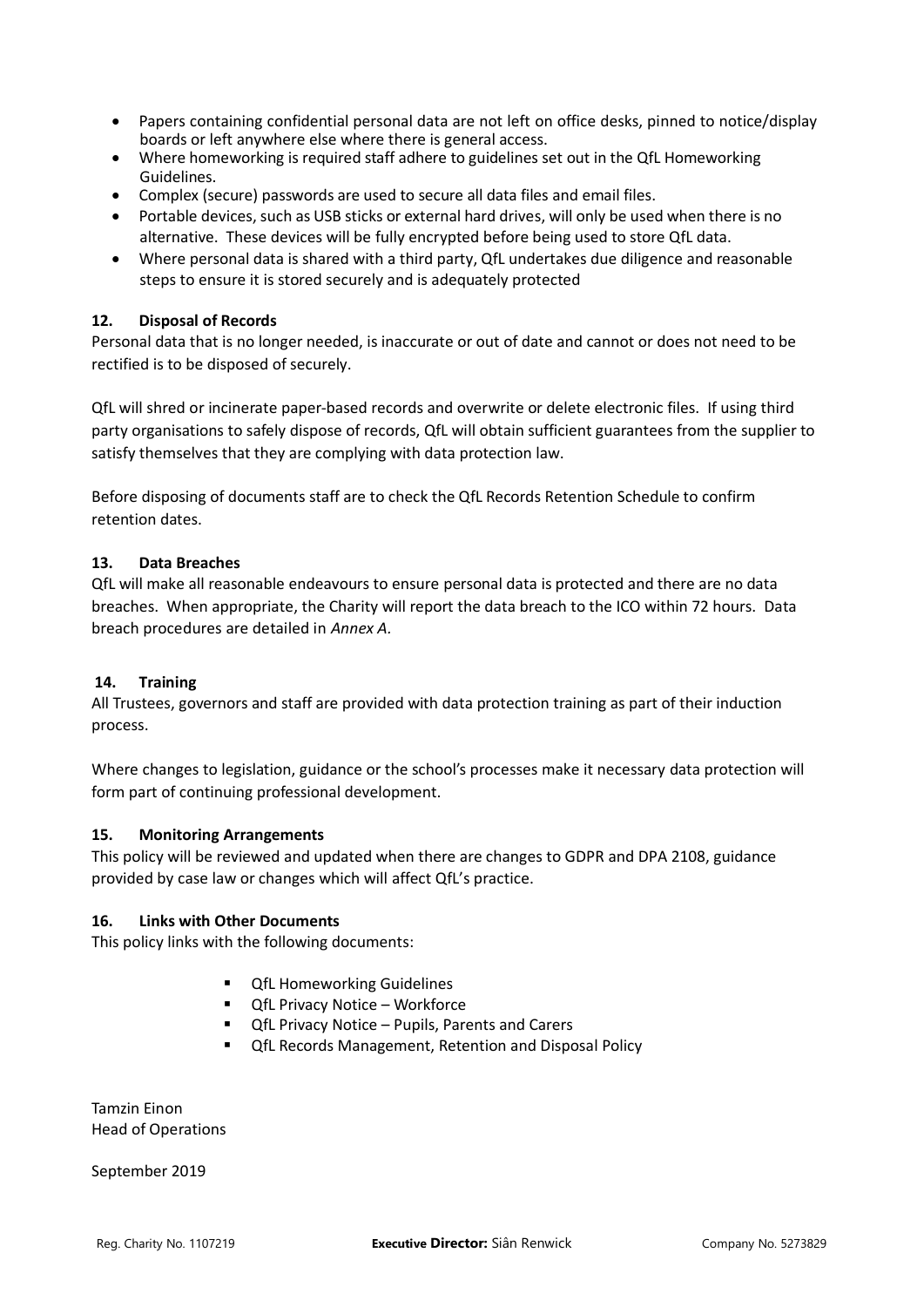- Papers containing confidential personal data are not left on office desks, pinned to notice/display boards or left anywhere else where there is general access.
- Where homeworking is required staff adhere to guidelines set out in the QfL Homeworking Guidelines.
- Complex (secure) passwords are used to secure all data files and email files.
- Portable devices, such as USB sticks or external hard drives, will only be used when there is no alternative. These devices will be fully encrypted before being used to store QfL data.
- Where personal data is shared with a third party, QfL undertakes due diligence and reasonable steps to ensure it is stored securely and is adequately protected

### 12. Disposal of Records

Personal data that is no longer needed, is inaccurate or out of date and cannot or does not need to be rectified is to be disposed of securely.

QfL will shred or incinerate paper-based records and overwrite or delete electronic files. If using third party organisations to safely dispose of records, QfL will obtain sufficient guarantees from the supplier to satisfy themselves that they are complying with data protection law.

Before disposing of documents staff are to check the QfL Records Retention Schedule to confirm retention dates.

### 13. Data Breaches

QfL will make all reasonable endeavours to ensure personal data is protected and there are no data breaches. When appropriate, the Charity will report the data breach to the ICO within 72 hours. Data breach procedures are detailed in *Annex A.*

### 14. Training

All Trustees, governors and staff are provided with data protection training as part of their induction process.

Where changes to legislation, guidance or the school's processes make it necessary data protection will form part of continuing professional development.

### 15. Monitoring Arrangements

This policy will be reviewed and updated when there are changes to GDPR and DPA 2108, guidance provided by case law or changes which will affect QfL's practice.

### 16. Links with Other Documents

This policy links with the following documents:

- QfL Homeworking Guidelines
- QfL Privacy Notice – Workforce
- QfL Privacy Notice – Pupils, Parents and Carers
- QfL Records Management, Retention and Disposal Policy

Tamzin Einon
Head of Operations

September 2019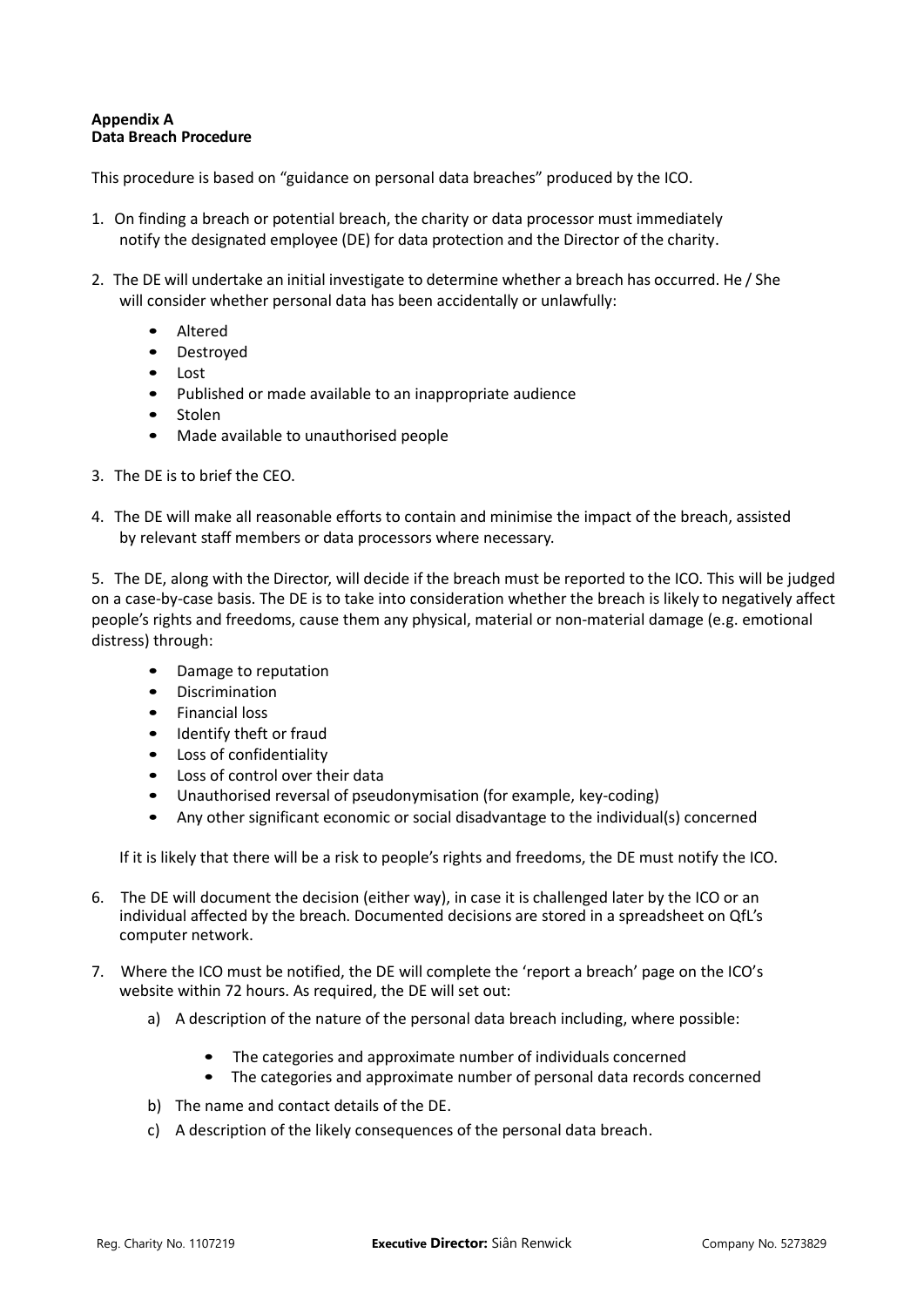**Appendix A**
**Data Breach Procedure**

This procedure is based on "guidance on personal data breaches" produced by the ICO.

1. On finding a breach or potential breach, the charity or data processor must immediately notify the designated employee (DE) for data protection and the Director of the charity.

2. The DE will undertake an initial investigate to determine whether a breach has occurred. He / She will consider whether personal data has been accidentally or unlawfully:

   - Altered
   - Destroyed
   - Lost
   - Published or made available to an inappropriate audience
   - Stolen
   - Made available to unauthorised people

3. The DE is to brief the CEO.

4. The DE will make all reasonable efforts to contain and minimise the impact of the breach, assisted by relevant staff members or data processors where necessary.

5. The DE, along with the Director, will decide if the breach must be reported to the ICO. This will be judged on a case-by-case basis. The DE is to take into consideration whether the breach is likely to negatively affect people's rights and freedoms, cause them any physical, material or non-material damage (e.g. emotional distress) through:

   - Damage to reputation
   - Discrimination
   - Financial loss
   - Identify theft or fraud
   - Loss of confidentiality
   - Loss of control over their data
   - Unauthorised reversal of pseudonymisation (for example, key-coding)
   - Any other significant economic or social disadvantage to the individual(s) concerned

   If it is likely that there will be a risk to people's rights and freedoms, the DE must notify the ICO.

6. The DE will document the decision (either way), in case it is challenged later by the ICO or an individual affected by the breach. Documented decisions are stored in a spreadsheet on QfL's computer network.

7. Where the ICO must be notified, the DE will complete the 'report a breach' page on the ICO's website within 72 hours. As required, the DE will set out:

   a) A description of the nature of the personal data breach including, where possible:

      - The categories and approximate number of individuals concerned
      - The categories and approximate number of personal data records concerned

   b) The name and contact details of the DE.

   c) A description of the likely consequences of the personal data breach.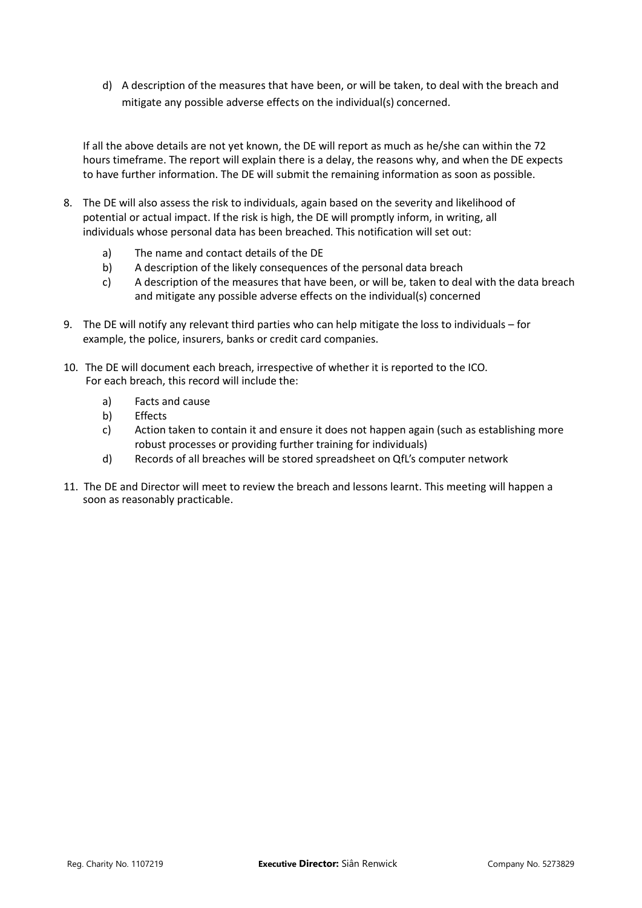d) A description of the measures that have been, or will be taken, to deal with the breach and mitigate any possible adverse effects on the individual(s) concerned.

If all the above details are not yet known, the DE will report as much as he/she can within the 72 hours timeframe. The report will explain there is a delay, the reasons why, and when the DE expects to have further information. The DE will submit the remaining information as soon as possible.

8. The DE will also assess the risk to individuals, again based on the severity and likelihood of potential or actual impact. If the risk is high, the DE will promptly inform, in writing, all individuals whose personal data has been breached. This notification will set out:
   a) The name and contact details of the DE
   b) A description of the likely consequences of the personal data breach
   c) A description of the measures that have been, or will be, taken to deal with the data breach and mitigate any possible adverse effects on the individual(s) concerned

9. The DE will notify any relevant third parties who can help mitigate the loss to individuals – for example, the police, insurers, banks or credit card companies.

10. The DE will document each breach, irrespective of whether it is reported to the ICO. For each breach, this record will include the:
    a) Facts and cause
    b) Effects
    c) Action taken to contain it and ensure it does not happen again (such as establishing more robust processes or providing further training for individuals)
    d) Records of all breaches will be stored spreadsheet on QfL's computer network

11. The DE and Director will meet to review the breach and lessons learnt. This meeting will happen a soon as reasonably practicable.